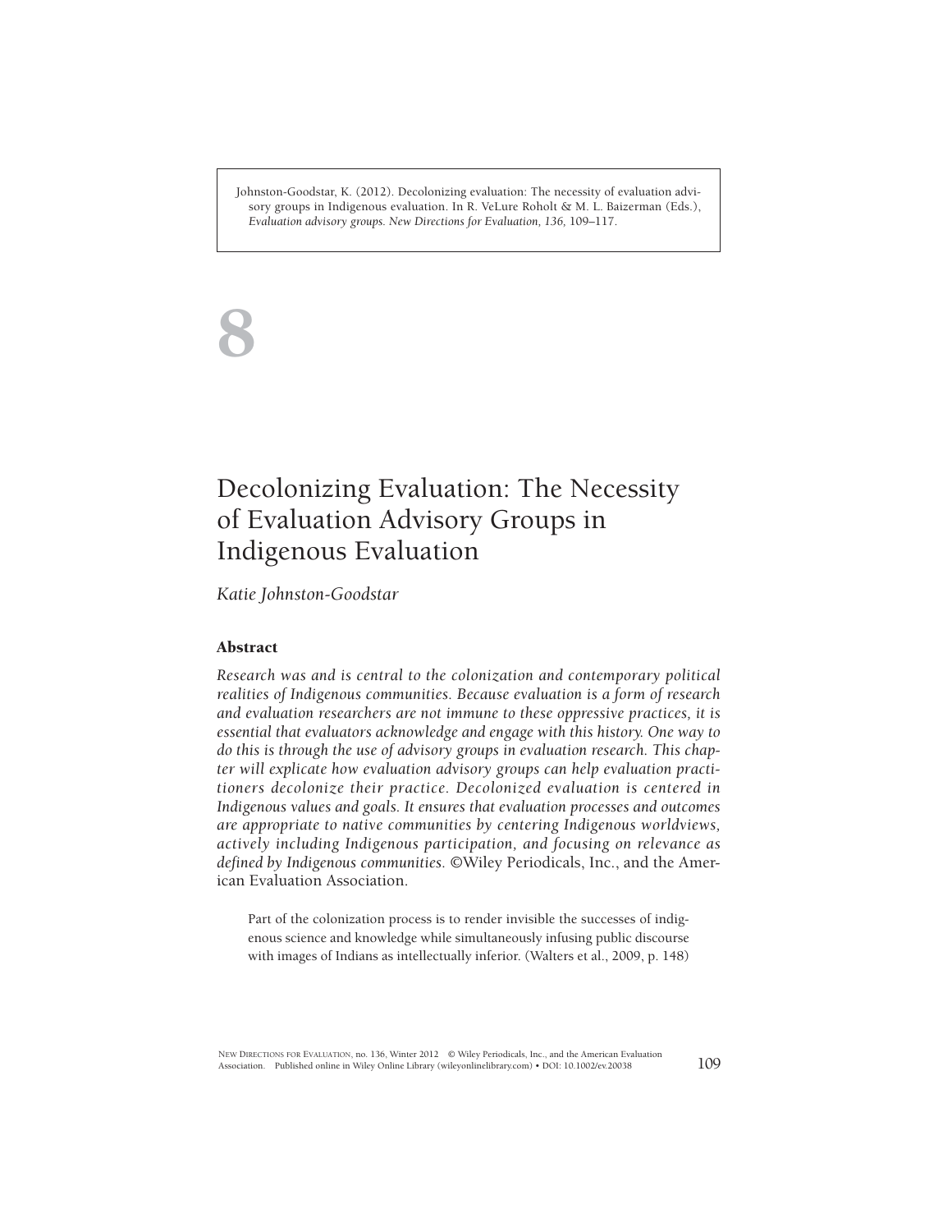Johnston-Goodstar, K. (2012). Decolonizing evaluation: The necessity of evaluation advisory groups in Indigenous evaluation. In R. VeLure Roholt & M. L. Baizerman (Eds.), *Evaluation advisory groups. New Directions for Evaluation, 136,* 109–117.

# 8

# Decolonizing Evaluation: The Necessity of Evaluation Advisory Groups in Indigenous Evaluation

*Katie Johnston-Goodstar*

## Abstract

*Research was and is central to the colonization and contemporary political realities of Indigenous communities. Because evaluation is a form of research and evaluation researchers are not immune to these oppressive practices, it is essential that evaluators acknowledge and engage with this history. One way to do this is through the use of advisory groups in evaluation research. This chapter will explicate how evaluation advisory groups can help evaluation practitioners decolonize their practice. Decolonized evaluation is centered in Indigenous values and goals. It ensures that evaluation processes and outcomes are appropriate to native communities by centering Indigenous worldviews, actively including Indigenous participation, and focusing on relevance as defined by Indigenous communities.* ©Wiley Periodicals, Inc., and the American Evaluation Association.

> Part of the colonization process is to render invisible the successes of indigenous science and knowledge while simultaneously infusing public discourse with images of Indians as intellectually inferior. (Walters et al., 2009, p. 148)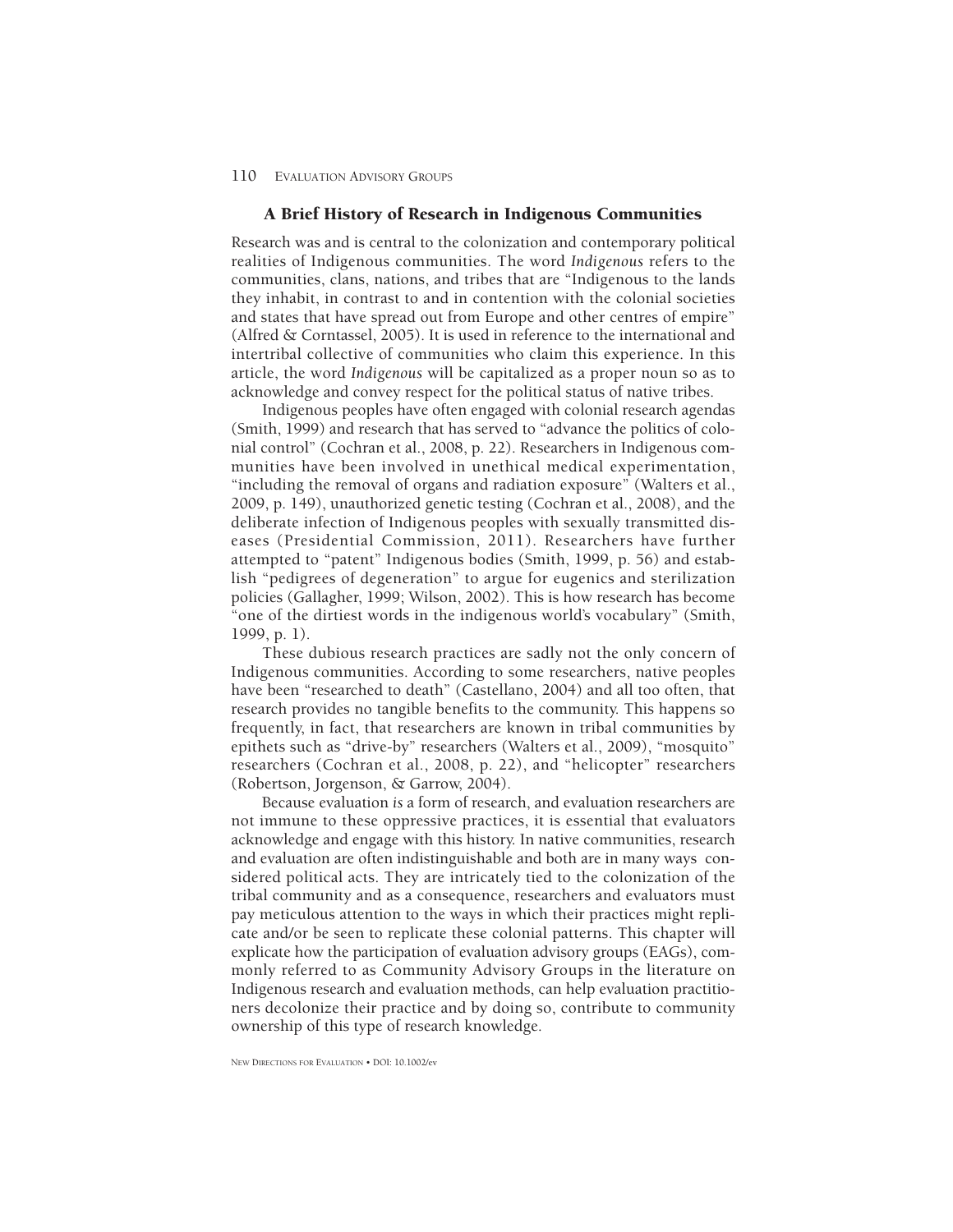## A Brief History of Research in Indigenous Communities

Research was and is central to the colonization and contemporary political realities of Indigenous communities. The word *Indigenous* refers to the communities, clans, nations, and tribes that are "Indigenous to the lands they inhabit, in contrast to and in contention with the colonial societies and states that have spread out from Europe and other centres of empire" (Alfred & Corntassel, 2005). It is used in reference to the international and intertribal collective of communities who claim this experience. In this article, the word *Indigenous* will be capitalized as a proper noun so as to acknowledge and convey respect for the political status of native tribes.

Indigenous peoples have often engaged with colonial research agendas (Smith, 1999) and research that has served to "advance the politics of colonial control" (Cochran et al., 2008, p. 22). Researchers in Indigenous communities have been involved in unethical medical experimentation, "including the removal of organs and radiation exposure" (Walters et al., 2009, p. 149), unauthorized genetic testing (Cochran et al., 2008), and the deliberate infection of Indigenous peoples with sexually transmitted diseases (Presidential Commission, 2011). Researchers have further attempted to "patent" Indigenous bodies (Smith, 1999, p. 56) and establish "pedigrees of degeneration" to argue for eugenics and sterilization policies (Gallagher, 1999; Wilson, 2002). This is how research has become "one of the dirtiest words in the indigenous world's vocabulary" (Smith, 1999, p. 1).

These dubious research practices are sadly not the only concern of Indigenous communities. According to some researchers, native peoples have been "researched to death" (Castellano, 2004) and all too often, that research provides no tangible benefits to the community. This happens so frequently, in fact, that researchers are known in tribal communities by epithets such as "drive-by" researchers (Walters et al., 2009), "mosquito" researchers (Cochran et al., 2008, p. 22), and "helicopter" researchers (Robertson, Jorgenson, & Garrow, 2004).

Because evaluation *is* a form of research, and evaluation researchers are not immune to these oppressive practices, it is essential that evaluators acknowledge and engage with this history. In native communities, research and evaluation are often indistinguishable and both are in many ways considered political acts. They are intricately tied to the colonization of the tribal community and as a consequence, researchers and evaluators must pay meticulous attention to the ways in which their practices might replicate and/or be seen to replicate these colonial patterns. This chapter will explicate how the participation of evaluation advisory groups (EAGs), commonly referred to as Community Advisory Groups in the literature on Indigenous research and evaluation methods, can help evaluation practitioners decolonize their practice and by doing so, contribute to community ownership of this type of research knowledge.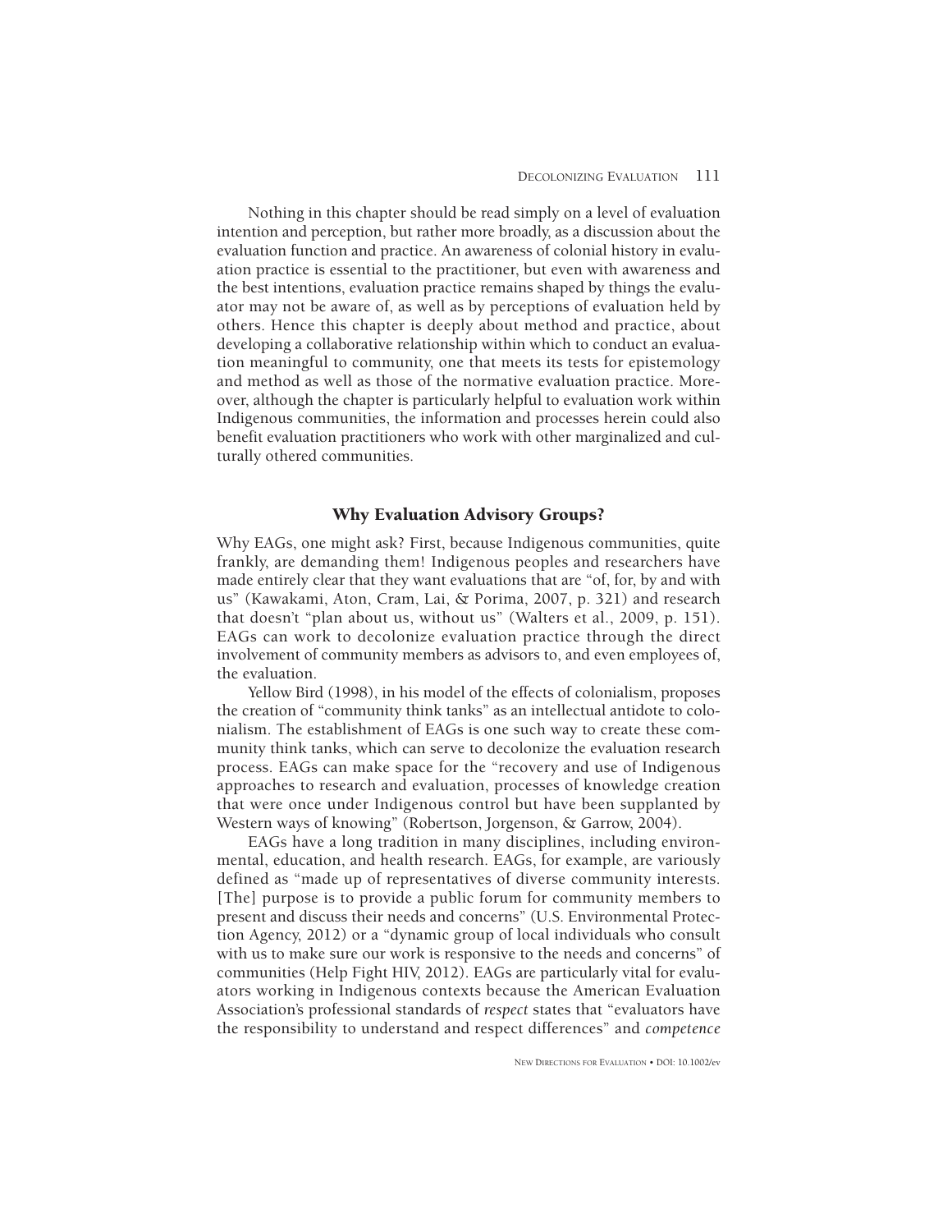Nothing in this chapter should be read simply on a level of evaluation intention and perception, but rather more broadly, as a discussion about the evaluation function and practice. An awareness of colonial history in evaluation practice is essential to the practitioner, but even with awareness and the best intentions, evaluation practice remains shaped by things the evaluator may not be aware of, as well as by perceptions of evaluation held by others. Hence this chapter is deeply about method and practice, about developing a collaborative relationship within which to conduct an evaluation meaningful to community, one that meets its tests for epistemology and method as well as those of the normative evaluation practice. Moreover, although the chapter is particularly helpful to evaluation work within Indigenous communities, the information and processes herein could also benefit evaluation practitioners who work with other marginalized and culturally othered communities.

## Why Evaluation Advisory Groups?

Why EAGs, one might ask? First, because Indigenous communities, quite frankly, are demanding them! Indigenous peoples and researchers have made entirely clear that they want evaluations that are "of, for, by and with us" (Kawakami, Aton, Cram, Lai, & Porima, 2007, p. 321) and research that doesn't "plan about us, without us" (Walters et al., 2009, p. 151). EAGs can work to decolonize evaluation practice through the direct involvement of community members as advisors to, and even employees of, the evaluation.

Yellow Bird (1998), in his model of the effects of colonialism, proposes the creation of "community think tanks" as an intellectual antidote to colonialism. The establishment of EAGs is one such way to create these community think tanks, which can serve to decolonize the evaluation research process. EAGs can make space for the "recovery and use of Indigenous approaches to research and evaluation, processes of knowledge creation that were once under Indigenous control but have been supplanted by Western ways of knowing" (Robertson, Jorgenson, & Garrow, 2004).

EAGs have a long tradition in many disciplines, including environmental, education, and health research. EAGs, for example, are variously defined as "made up of representatives of diverse community interests. [The] purpose is to provide a public forum for community members to present and discuss their needs and concerns" (U.S. Environmental Protection Agency, 2012) or a "dynamic group of local individuals who consult with us to make sure our work is responsive to the needs and concerns" of communities (Help Fight HIV, 2012). EAGs are particularly vital for evaluators working in Indigenous contexts because the American Evaluation Association's professional standards of *respect* states that "evaluators have the responsibility to understand and respect differences" and *competence*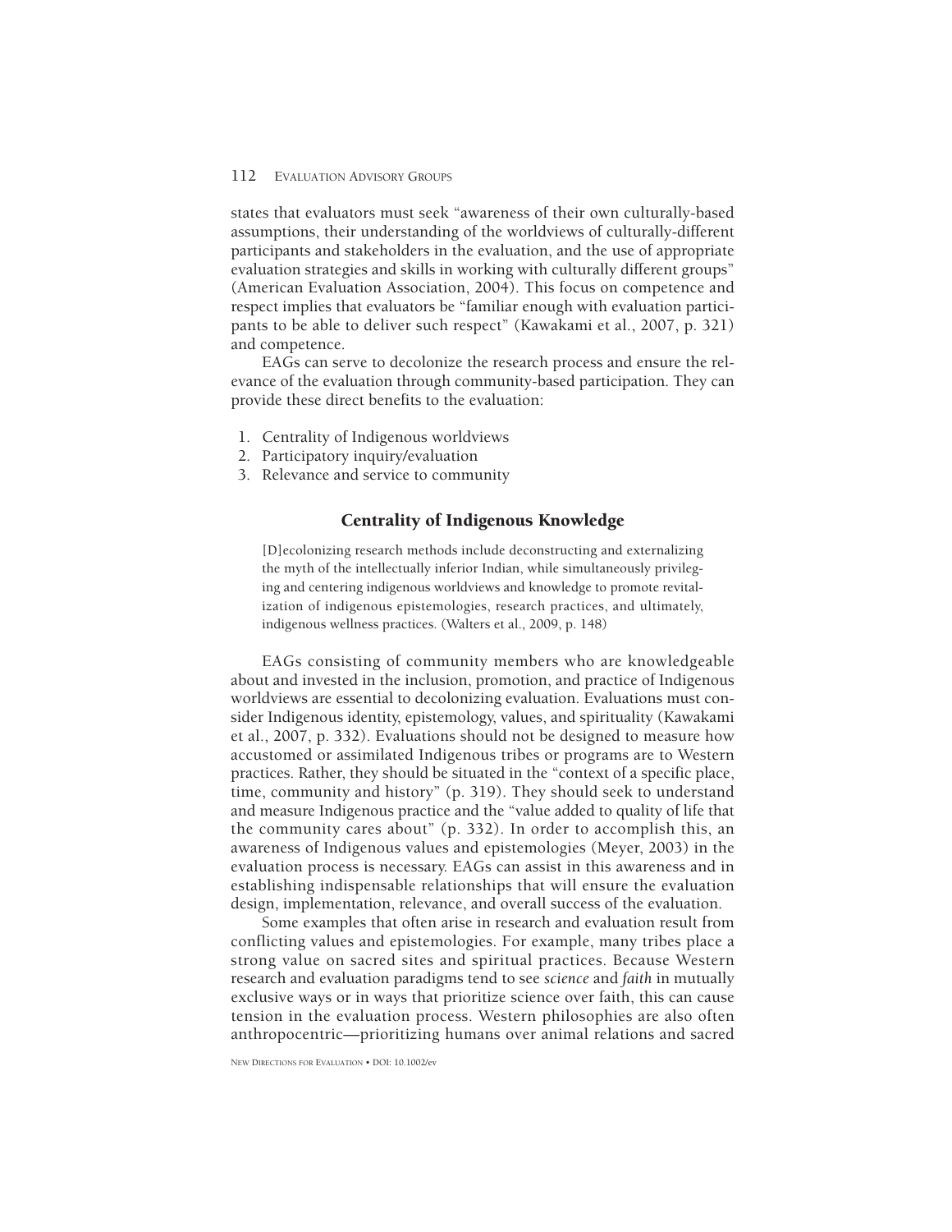states that evaluators must seek "awareness of their own culturally-based assumptions, their understanding of the worldviews of culturally-different participants and stakeholders in the evaluation, and the use of appropriate evaluation strategies and skills in working with culturally different groups" (American Evaluation Association, 2004). This focus on competence and respect implies that evaluators be "familiar enough with evaluation participants to be able to deliver such respect" (Kawakami et al., 2007, p. 321) and competence.

EAGs can serve to decolonize the research process and ensure the relevance of the evaluation through community-based participation. They can provide these direct benefits to the evaluation:

1. Centrality of Indigenous worldviews
2. Participatory inquiry/evaluation
3. Relevance and service to community

## Centrality of Indigenous Knowledge

> [D]ecolonizing research methods include deconstructing and externalizing the myth of the intellectually inferior Indian, while simultaneously privileging and centering indigenous worldviews and knowledge to promote revitalization of indigenous epistemologies, research practices, and ultimately, indigenous wellness practices. (Walters et al., 2009, p. 148)

EAGs consisting of community members who are knowledgeable about and invested in the inclusion, promotion, and practice of Indigenous worldviews are essential to decolonizing evaluation. Evaluations must consider Indigenous identity, epistemology, values, and spirituality (Kawakami et al., 2007, p. 332). Evaluations should not be designed to measure how accustomed or assimilated Indigenous tribes or programs are to Western practices. Rather, they should be situated in the "context of a specific place, time, community and history" (p. 319). They should seek to understand and measure Indigenous practice and the "value added to quality of life that the community cares about" (p. 332). In order to accomplish this, an awareness of Indigenous values and epistemologies (Meyer, 2003) in the evaluation process is necessary. EAGs can assist in this awareness and in establishing indispensable relationships that will ensure the evaluation design, implementation, relevance, and overall success of the evaluation.

Some examples that often arise in research and evaluation result from conflicting values and epistemologies. For example, many tribes place a strong value on sacred sites and spiritual practices. Because Western research and evaluation paradigms tend to see *science* and *faith* in mutually exclusive ways or in ways that prioritize science over faith, this can cause tension in the evaluation process. Western philosophies are also often anthropocentric—prioritizing humans over animal relations and sacred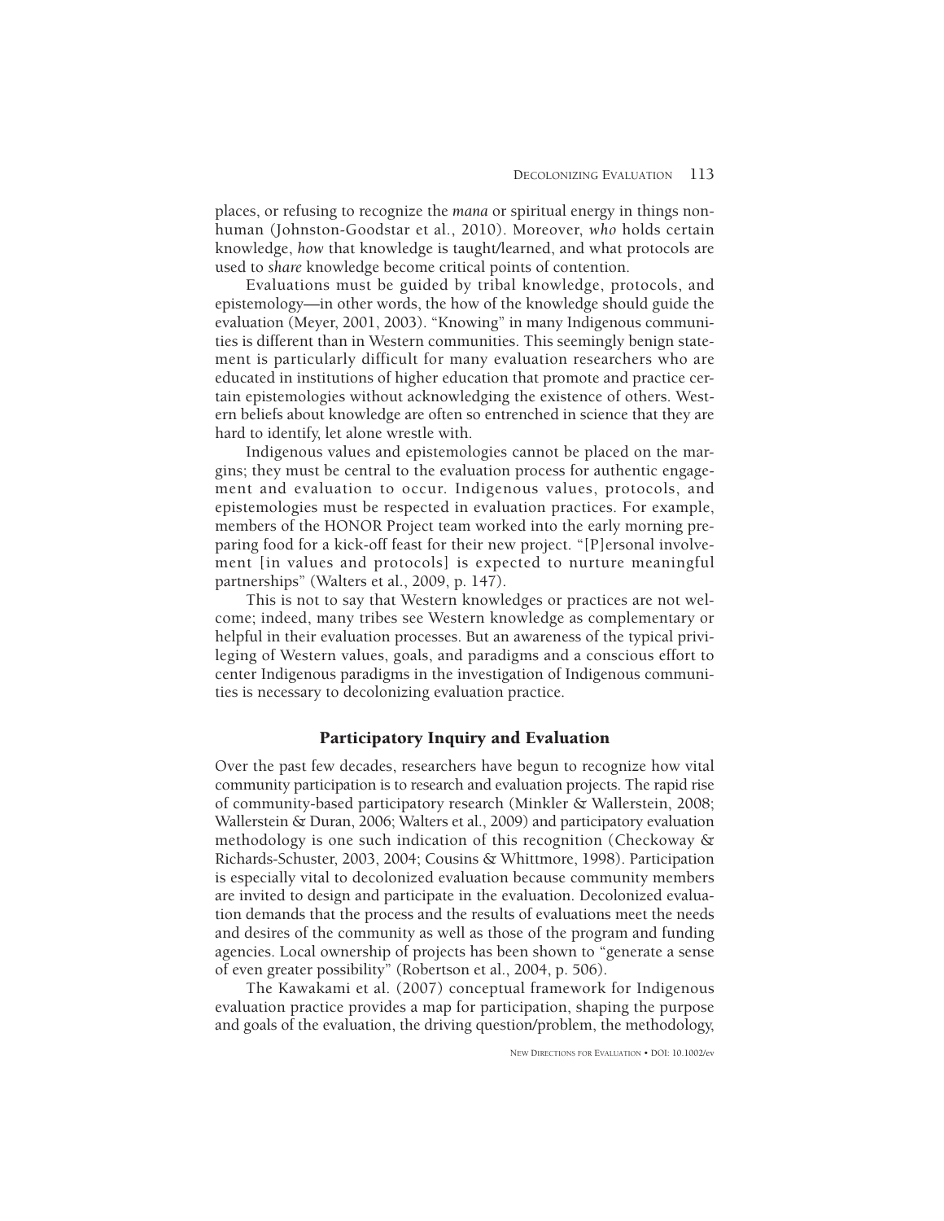places, or refusing to recognize the *mana* or spiritual energy in things nonhuman (Johnston-Goodstar et al., 2010). Moreover, *who* holds certain knowledge, *how* that knowledge is taught/learned, and what protocols are used to *share* knowledge become critical points of contention.

Evaluations must be guided by tribal knowledge, protocols, and epistemology—in other words, the how of the knowledge should guide the evaluation (Meyer, 2001, 2003). "Knowing" in many Indigenous communities is different than in Western communities. This seemingly benign statement is particularly difficult for many evaluation researchers who are educated in institutions of higher education that promote and practice certain epistemologies without acknowledging the existence of others. Western beliefs about knowledge are often so entrenched in science that they are hard to identify, let alone wrestle with.

Indigenous values and epistemologies cannot be placed on the margins; they must be central to the evaluation process for authentic engagement and evaluation to occur. Indigenous values, protocols, and epistemologies must be respected in evaluation practices. For example, members of the HONOR Project team worked into the early morning preparing food for a kick-off feast for their new project. "[P]ersonal involvement [in values and protocols] is expected to nurture meaningful partnerships" (Walters et al., 2009, p. 147).

This is not to say that Western knowledges or practices are not welcome; indeed, many tribes see Western knowledge as complementary or helpful in their evaluation processes. But an awareness of the typical privileging of Western values, goals, and paradigms and a conscious effort to center Indigenous paradigms in the investigation of Indigenous communities is necessary to decolonizing evaluation practice.

## Participatory Inquiry and Evaluation

Over the past few decades, researchers have begun to recognize how vital community participation is to research and evaluation projects. The rapid rise of community-based participatory research (Minkler & Wallerstein, 2008; Wallerstein & Duran, 2006; Walters et al., 2009) and participatory evaluation methodology is one such indication of this recognition (Checkoway & Richards-Schuster, 2003, 2004; Cousins & Whittmore, 1998). Participation is especially vital to decolonized evaluation because community members are invited to design and participate in the evaluation. Decolonized evaluation demands that the process and the results of evaluations meet the needs and desires of the community as well as those of the program and funding agencies. Local ownership of projects has been shown to "generate a sense of even greater possibility" (Robertson et al., 2004, p. 506).

The Kawakami et al. (2007) conceptual framework for Indigenous evaluation practice provides a map for participation, shaping the purpose and goals of the evaluation, the driving question/problem, the methodology,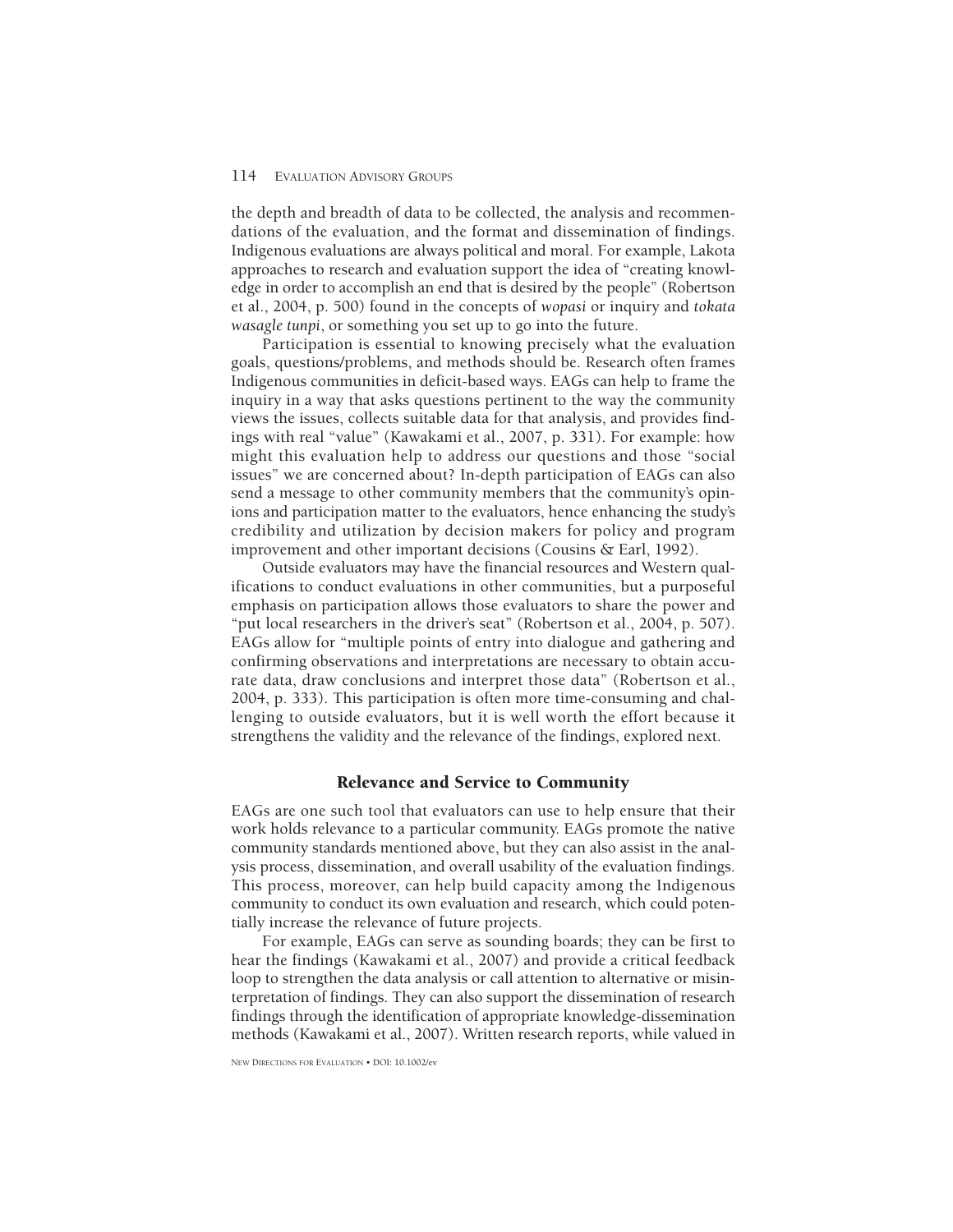the depth and breadth of data to be collected, the analysis and recommendations of the evaluation, and the format and dissemination of findings. Indigenous evaluations are always political and moral. For example, Lakota approaches to research and evaluation support the idea of "creating knowledge in order to accomplish an end that is desired by the people" (Robertson et al., 2004, p. 500) found in the concepts of *wopasi* or inquiry and *tokata wasagle tunpi*, or something you set up to go into the future.

Participation is essential to knowing precisely what the evaluation goals, questions/problems, and methods should be. Research often frames Indigenous communities in deficit-based ways. EAGs can help to frame the inquiry in a way that asks questions pertinent to the way the community views the issues, collects suitable data for that analysis, and provides findings with real "value" (Kawakami et al., 2007, p. 331). For example: how might this evaluation help to address our questions and those "social issues" we are concerned about? In-depth participation of EAGs can also send a message to other community members that the community's opinions and participation matter to the evaluators, hence enhancing the study's credibility and utilization by decision makers for policy and program improvement and other important decisions (Cousins & Earl, 1992).

Outside evaluators may have the financial resources and Western qualifications to conduct evaluations in other communities, but a purposeful emphasis on participation allows those evaluators to share the power and "put local researchers in the driver's seat" (Robertson et al., 2004, p. 507). EAGs allow for "multiple points of entry into dialogue and gathering and confirming observations and interpretations are necessary to obtain accurate data, draw conclusions and interpret those data" (Robertson et al., 2004, p. 333). This participation is often more time-consuming and challenging to outside evaluators, but it is well worth the effort because it strengthens the validity and the relevance of the findings, explored next.

## Relevance and Service to Community

EAGs are one such tool that evaluators can use to help ensure that their work holds relevance to a particular community. EAGs promote the native community standards mentioned above, but they can also assist in the analysis process, dissemination, and overall usability of the evaluation findings. This process, moreover, can help build capacity among the Indigenous community to conduct its own evaluation and research, which could potentially increase the relevance of future projects.

For example, EAGs can serve as sounding boards; they can be first to hear the findings (Kawakami et al., 2007) and provide a critical feedback loop to strengthen the data analysis or call attention to alternative or misinterpretation of findings. They can also support the dissemination of research findings through the identification of appropriate knowledge-dissemination methods (Kawakami et al., 2007). Written research reports, while valued in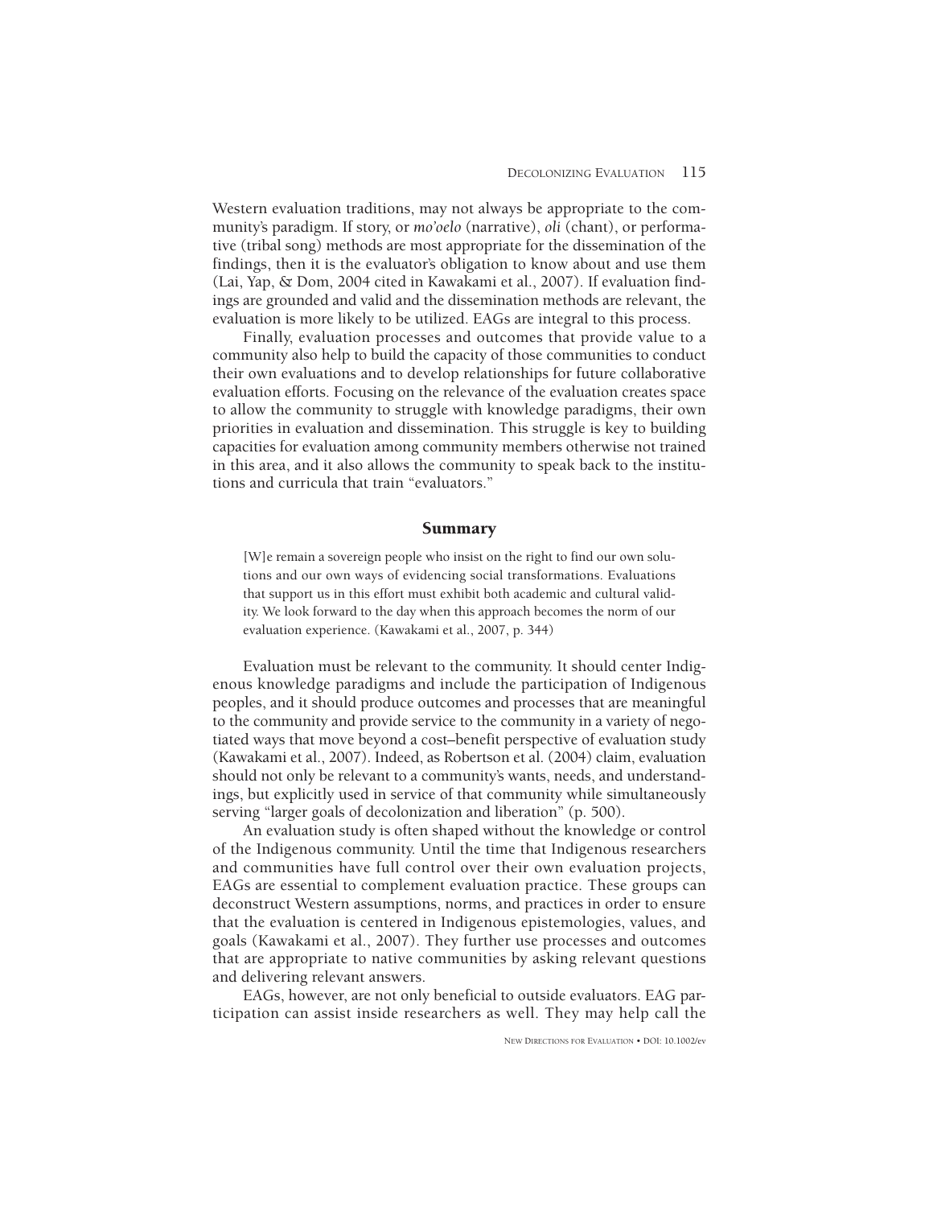Western evaluation traditions, may not always be appropriate to the community's paradigm. If story, or *mo'oelo* (narrative), *oli* (chant), or performative (tribal song) methods are most appropriate for the dissemination of the findings, then it is the evaluator's obligation to know about and use them (Lai, Yap, & Dom, 2004 cited in Kawakami et al., 2007). If evaluation findings are grounded and valid and the dissemination methods are relevant, the evaluation is more likely to be utilized. EAGs are integral to this process.

Finally, evaluation processes and outcomes that provide value to a community also help to build the capacity of those communities to conduct their own evaluations and to develop relationships for future collaborative evaluation efforts. Focusing on the relevance of the evaluation creates space to allow the community to struggle with knowledge paradigms, their own priorities in evaluation and dissemination. This struggle is key to building capacities for evaluation among community members otherwise not trained in this area, and it also allows the community to speak back to the institutions and curricula that train "evaluators."

## Summary

> [W]e remain a sovereign people who insist on the right to find our own solutions and our own ways of evidencing social transformations. Evaluations that support us in this effort must exhibit both academic and cultural validity. We look forward to the day when this approach becomes the norm of our evaluation experience. (Kawakami et al., 2007, p. 344)

Evaluation must be relevant to the community. It should center Indigenous knowledge paradigms and include the participation of Indigenous peoples, and it should produce outcomes and processes that are meaningful to the community and provide service to the community in a variety of negotiated ways that move beyond a cost–benefit perspective of evaluation study (Kawakami et al., 2007). Indeed, as Robertson et al. (2004) claim, evaluation should not only be relevant to a community's wants, needs, and understandings, but explicitly used in service of that community while simultaneously serving "larger goals of decolonization and liberation" (p. 500).

An evaluation study is often shaped without the knowledge or control of the Indigenous community. Until the time that Indigenous researchers and communities have full control over their own evaluation projects, EAGs are essential to complement evaluation practice. These groups can deconstruct Western assumptions, norms, and practices in order to ensure that the evaluation is centered in Indigenous epistemologies, values, and goals (Kawakami et al., 2007). They further use processes and outcomes that are appropriate to native communities by asking relevant questions and delivering relevant answers.

EAGs, however, are not only beneficial to outside evaluators. EAG participation can assist inside researchers as well. They may help call the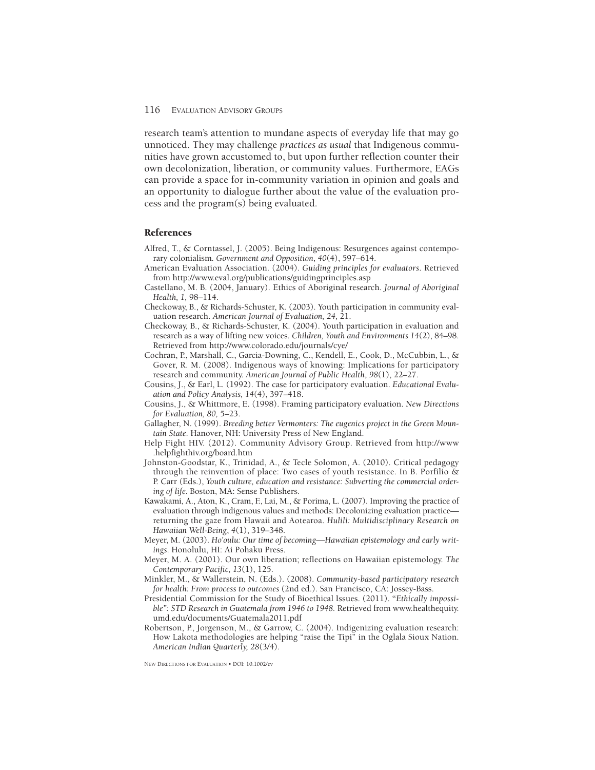research team's attention to mundane aspects of everyday life that may go unnoticed. They may challenge *practices as usual* that Indigenous communities have grown accustomed to, but upon further reflection counter their own decolonization, liberation, or community values. Furthermore, EAGs can provide a space for in-community variation in opinion and goals and an opportunity to dialogue further about the value of the evaluation process and the program(s) being evaluated.

## References

Alfred, T., & Corntassel, J. (2005). Being Indigenous: Resurgences against contemporary colonialism. *Government and Opposition*, *40*(4), 597–614.

American Evaluation Association. (2004). *Guiding principles for evaluators*. Retrieved from http://www.eval.org/publications/guidingprinciples.asp

Castellano, M. B. (2004, January). Ethics of Aboriginal research. *Journal of Aboriginal Health, 1,* 98–114.

Checkoway, B., & Richards-Schuster, K. (2003). Youth participation in community evaluation research. *American Journal of Evaluation, 24,* 21.

Checkoway, B., & Richards-Schuster, K. (2004). Youth participation in evaluation and research as a way of lifting new voices. *Children, Youth and Environments 14*(2), 84–98. Retrieved from http://www.colorado.edu/journals/cye/

Cochran, P., Marshall, C., Garcia-Downing, C., Kendell, E., Cook, D., McCubbin, L., & Gover, R. M. (2008). Indigenous ways of knowing: Implications for participatory research and community. *American Journal of Public Health*, *98*(1), 22–27.

Cousins, J., & Earl, L. (1992). The case for participatory evaluation. *Educational Evaluation and Policy Analysis, 14*(4), 397–418.

Cousins, J., & Whittmore, E. (1998). Framing participatory evaluation. *New Directions for Evaluation, 80,* 5–23.

Gallagher, N. (1999). *Breeding better Vermonters: The eugenics project in the Green Mountain State*. Hanover, NH: University Press of New England.

Help Fight HIV. (2012). Community Advisory Group. Retrieved from http://www.helpfighthiv.org/board.htm

Johnston-Goodstar, K., Trinidad, A., & Tecle Solomon, A. (2010). Critical pedagogy through the reinvention of place: Two cases of youth resistance. In B. Porfilio & P. Carr (Eds.), *Youth culture, education and resistance: Subverting the commercial ordering of life*. Boston, MA: Sense Publishers.

Kawakami, A., Aton, K., Cram, F., Lai, M., & Porima, L. (2007). Improving the practice of evaluation through indigenous values and methods: Decolonizing evaluation practice—returning the gaze from Hawaii and Aotearoa. *Hulili: Multidisciplinary Research on Hawaiian Well-Being*, *4*(1), 319–348.

Meyer, M. (2003). *Ho'oulu: Our time of becoming—Hawaiian epistemology and early writings*. Honolulu, HI: Ai Pohaku Press.

Meyer, M. A. (2001). Our own liberation; reflections on Hawaiian epistemology. *The Contemporary Pacific, 13*(1), 125.

Minkler, M., & Wallerstein, N. (Eds.). (2008). *Community-based participatory research for health: From process to outcomes* (2nd ed.). San Francisco, CA: Jossey-Bass.

Presidential Commission for the Study of Bioethical Issues. (2011). "*Ethically impossible": STD Research in Guatemala from 1946 to 1948.* Retrieved from www.healthequity.umd.edu/documents/Guatemala2011.pdf

Robertson, P., Jorgenson, M., & Garrow, C. (2004). Indigenizing evaluation research: How Lakota methodologies are helping "raise the Tipi" in the Oglala Sioux Nation. *American Indian Quarterly, 28*(3/4).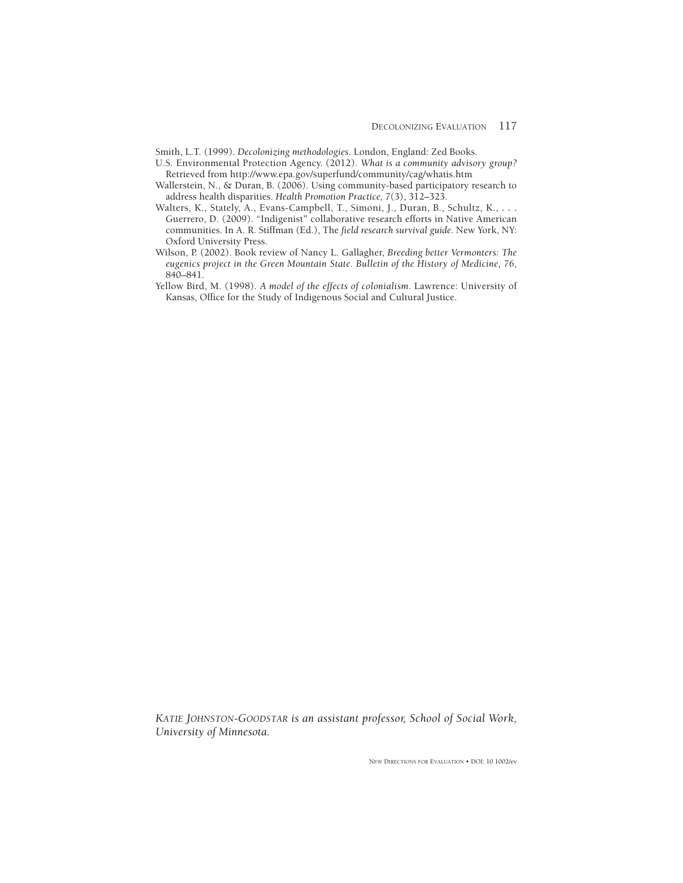Smith, L.T. (1999). *Decolonizing methodologies*. London, England: Zed Books.

U.S. Environmental Protection Agency. (2012). *What is a community advisory group?* Retrieved from http://www.epa.gov/superfund/community/cag/whatis.htm

Wallerstein, N., & Duran, B. (2006). Using community-based participatory research to address health disparities. *Health Promotion Practice, 7*(3), 312–323.

Walters, K., Stately, A., Evans-Campbell, T., Simoni, J., Duran, B., Schultz, K., . . . Guerrero, D. (2009). "Indigenist" collaborative research efforts in Native American communities. In A. R. Stiffman (Ed.), The *field research survival guide.* New York, NY: Oxford University Press.

Wilson, P. (2002). Book review of Nancy L. Gallagher, *Breeding better Vermonters: The eugenics project in the Green Mountain State*. *Bulletin of the History of Medicine, 76*, 840–841.

Yellow Bird, M. (1998). *A model of the effects of colonialism*. Lawrence: University of Kansas, Office for the Study of Indigenous Social and Cultural Justice.

*KATIE JOHNSTON-GOODSTAR is an assistant professor, School of Social Work, University of Minnesota.*